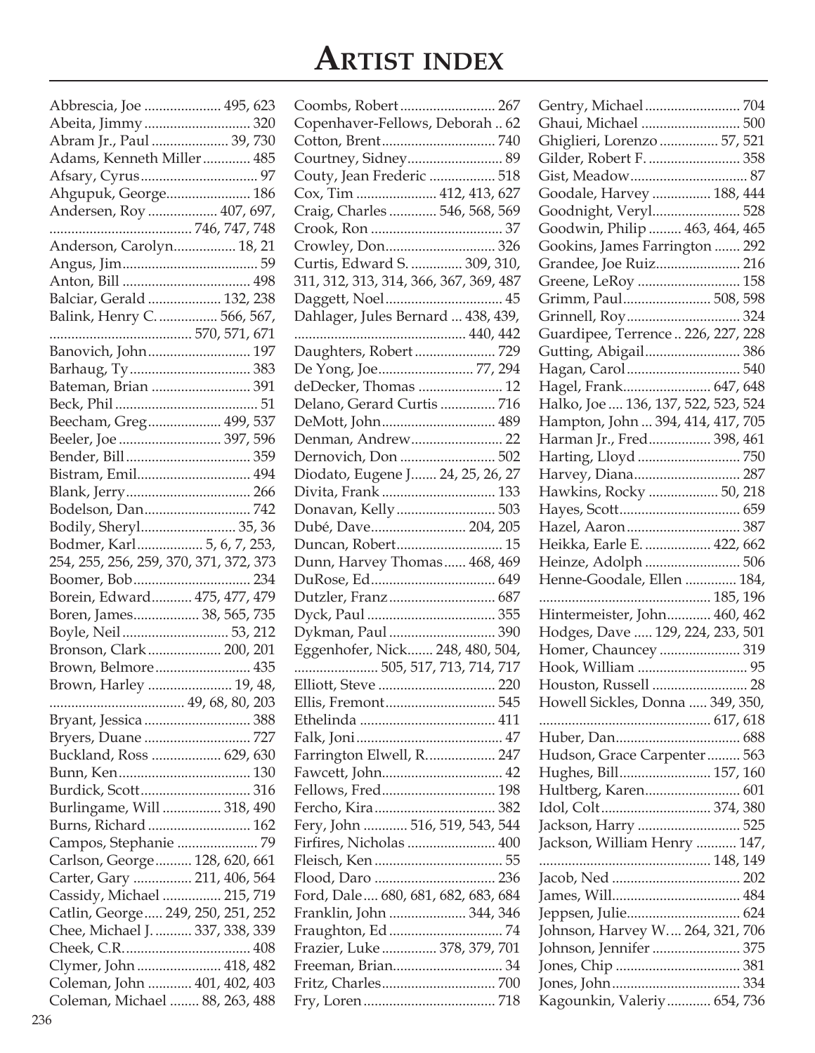# Artist index

Abbrescia, Joe ..................... 495, 623
Abeita, Jimmy ............................ 320
Abram Jr., Paul .................... 39, 730
Adams, Kenneth Miller ............ 485
Afsary, Cyrus ............................... 97
Ahgupuk, George...................... 186
Andersen, Roy .................. 407, 697, 746, 747, 748
Anderson, Carolyn................ 18, 21
Angus, Jim.................................... 59
Anton, Bill .................................. 498
Balciar, Gerald ................... 132, 238
Balink, Henry C. ............... 566, 567, 570, 571, 671
Banovich, John........................... 197
Barhaug, Ty................................ 383
Bateman, Brian .......................... 391
Beck, Phil ...................................... 51
Beecham, Greg................... 499, 537
Beeler, Joe ........................... 397, 596
Bender, Bill ................................. 359
Bistram, Emil.............................. 494
Blank, Jerry................................. 266
Bodelson, Dan............................ 742
Bodily, Sheryl......................... 35, 36
Bodmer, Karl................. 5, 6, 7, 253, 254, 255, 256, 259, 370, 371, 372, 373
Boomer, Bob............................... 234
Borein, Edward.......... 475, 477, 479
Boren, James................. 38, 565, 735
Boyle, Neil ............................ 53, 212
Bronson, Clark ................... 200, 201
Brown, Belmore......................... 435
Brown, Harley ...................... 19, 48, 49, 68, 80, 203
Bryant, Jessica ............................ 388
Bryers, Duane ............................ 727
Buckland, Ross .................. 629, 630
Bunn, Ken................................... 130
Burdick, Scott............................. 316
Burlingame, Will ............... 318, 490
Burns, Richard ........................... 162
Campos, Stephanie ...................... 79
Carlson, George.......... 128, 620, 661
Carter, Gary ............... 211, 406, 564
Cassidy, Michael ............... 215, 719
Catlin, George..... 249, 250, 251, 252
Chee, Michael J. .......... 337, 338, 339
Cheek, C.R.................................. 408
Clymer, John ...................... 418, 482
Coleman, John ........... 401, 402, 403
Coleman, Michael ........ 88, 263, 488
Coombs, Robert ......................... 267
Copenhaver-Fellows, Deborah .. 62
Cotton, Brent.............................. 740
Courtney, Sidney.......................... 89
Couty, Jean Frederic ................. 518
Cox, Tim ..................... 412, 413, 627
Craig, Charles ............ 546, 568, 569
Crook, Ron ................................... 37
Crowley, Don............................. 326
Curtis, Edward S. ............. 309, 310, 311, 312, 313, 314, 366, 367, 369, 487
Daggett, Noel ............................... 45
Dahlager, Jules Bernard ... 438, 439, 440, 442
Daughters, Robert ...................... 729
De Yong, Joe.......................... 77, 294
deDecker, Thomas ....................... 12
Delano, Gerard Curtis ............... 716
DeMott, John.............................. 489
Denman, Andrew......................... 22
Dernovich, Don ......................... 502
Diodato, Eugene J....... 24, 25, 26, 27
Divita, Frank .............................. 133
Donavan, Kelly .......................... 503
Dubé, Dave.......................... 204, 205
Duncan, Robert............................ 15
Dunn, Harvey Thomas...... 468, 469
DuRose, Ed................................. 649
Dutzler, Franz ............................ 687
Dyck, Paul .................................. 355
Dykman, Paul ............................ 390
Eggenhofer, Nick....... 248, 480, 504, 505, 517, 713, 714, 717
Elliott, Steve ............................... 220
Ellis, Fremont............................. 545
Ethelinda .................................... 411
Falk, Joni....................................... 47
Farrington Elwell, R.................. 247
Fawcett, John................................ 42
Fellows, Fred.............................. 198
Fercho, Kira ................................ 382
Fery, John ........... 516, 519, 543, 544
Firfires, Nicholas ....................... 400
Fleisch, Ken .................................. 55
Flood, Daro ................................ 236
Ford, Dale.... 680, 681, 682, 683, 684
Franklin, John .................... 344, 346
Fraughton, Ed .............................. 74
Frazier, Luke .............. 378, 379, 701
Freeman, Brian............................. 34
Fritz, Charles.............................. 700
Fry, Loren ................................... 718
Gentry, Michael ......................... 704
Ghaui, Michael .......................... 500
Ghiglieri, Lorenzo ................ 57, 521
Gilder, Robert F. ......................... 358
Gist, Meadow................................ 87
Goodale, Harvey ............... 188, 444
Goodnight, Veryl....................... 528
Goodwin, Philip ......... 463, 464, 465
Gookins, James Farrington ....... 292
Grandee, Joe Ruiz...................... 216
Greene, LeRoy ........................... 158
Grimm, Paul....................... 508, 598
Grinnell, Roy.............................. 324
Guardipee, Terrence .. 226, 227, 228
Gutting, Abigail......................... 386
Hagan, Carol .............................. 540
Hagel, Frank....................... 647, 648
Halko, Joe .... 136, 137, 522, 523, 524
Hampton, John ... 394, 414, 417, 705
Harman Jr., Fred................ 398, 461
Harting, Lloyd ........................... 750
Harvey, Diana............................ 287
Hawkins, Rocky .................. 50, 218
Hayes, Scott................................ 659
Hazel, Aaron .............................. 387
Heikka, Earle E. ................. 422, 662
Heinze, Adolph .......................... 506
Henne-Goodale, Ellen ............. 184, 185, 196
Hintermeister, John........... 460, 462
Hodges, Dave ..... 129, 224, 233, 501
Homer, Chauncey ...................... 319
Hook, William .............................. 95
Houston, Russell .......................... 28
Howell Sickles, Donna ..... 349, 350, 617, 618
Huber, Dan................................. 688
Hudson, Grace Carpenter ......... 563
Hughes, Bill........................ 157, 160
Hultberg, Karen.......................... 601
Idol, Colt ............................. 374, 380
Jackson, Harry ........................... 525
Jackson, William Henry ........... 147, 148, 149
Jacob, Ned .................................. 202
James, Will.................................. 484
Jeppsen, Julie.............................. 624
Johnson, Harvey W.... 264, 321, 706
Johnson, Jennifer ....................... 375
Jones, Chip ................................. 381
Jones, John.................................. 334
Kagounkin, Valeriy........... 654, 736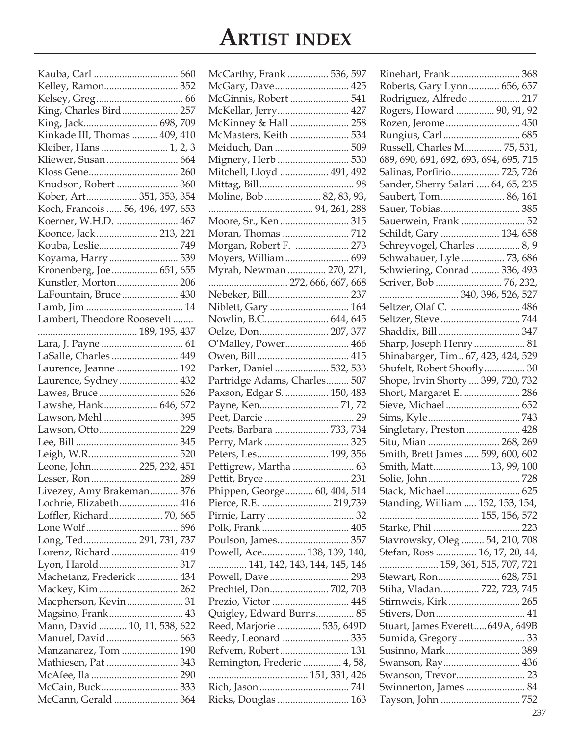# Artist index

Kauba, Carl ................................ 660
Kelley, Ramon............................ 352
Kelsey, Greg................................. 66
King, Charles Bird...................... 257
King, Jack............................ 698, 709
Kinkade III, Thomas .......... 409, 410
Kleiber, Hans .......................... 1, 2, 3
Kliewer, Susan ............................ 664
Kloss Gene................................... 260
Knudson, Robert ........................ 360
Kober, Art.................... 351, 353, 354
Koch, Francois ...... 56, 496, 497, 653
Koerner, W.H.D. ......................... 467
Koonce, Jack........................ 213, 221
Kouba, Leslie............................... 749
Koyama, Harry ........................... 539
Kronenberg, Joe.................. 651, 655
Kunstler, Morton........................ 206
LaFountain, Bruce ...................... 430
Lamb, Jim ...................................... 14
Lambert, Theodore Roosevelt ........ 189, 195, 437
Lara, J. Payne ................................ 61
LaSalle, Charles .......................... 449
Laurence, Jeanne ........................ 192
Laurence, Sydney ....................... 432
Lawes, Bruce ............................... 626
Lawshe, Hank..................... 646, 672
Lawson, Mehl ............................. 395
Lawson, Otto............................... 229
Lee, Bill ........................................ 345
Leigh, W.R................................... 520
Leone, John.................. 225, 232, 451
Lesser, Ron .................................. 289
Livezey, Amy Brakeman........... 376
Lochrie, Elizabeth....................... 416
Loffler, Richard..................... 70, 665
Lone Wolf .................................... 696
Long, Ted..................... 291, 731, 737
Lorenz, Richard .......................... 419
Lyon, Harold............................... 317
Machetanz, Frederick ................ 434
Mackey, Kim ............................... 262
Macpherson, Kevin ...................... 31
Magsino, Frank............................. 43
Mann, David ........... 10, 11, 538, 622
Manuel, David ............................ 663
Manzanarez, Tom ...................... 190
Mathiesen, Pat ............................ 343
McAfee, Ila .................................. 290
McCain, Buck.............................. 333
McCann, Gerald ......................... 364
McCarthy, Frank ................ 536, 597
McGary, Dave............................. 425
McGinnis, Robert ....................... 541
McKellar, Jerry............................ 427
McKinney & Hall ....................... 258
McMasters, Keith ....................... 534
Meiduch, Dan ............................. 509
Mignery, Herb ............................ 530
Mitchell, Lloyd ................... 491, 492
Mittag, Bill..................................... 98
Moline, Bob ...................... 82, 83, 93, 94, 261, 288
Moore, Sr., Ken ........................... 315
Moran, Thomas .......................... 712
Morgan, Robert F. ..................... 273
Moyers, William ......................... 699
Myrah, Newman ............... 270, 271, 272, 666, 667, 668
Nebeker, Bill................................ 237
Niblett, Gary ............................... 164
Nowlin, B.C......................... 644, 645
Oelze, Don........................... 207, 377
O'Malley, Power......................... 466
Owen, Bill .................................... 415
Parker, Daniel ..................... 532, 533
Partridge Adams, Charles......... 507
Paxson, Edgar S. ................. 150, 483
Payne, Ken.............................. 71, 72
Peet, Darcie ................................... 29
Peets, Barbara ..................... 733, 734
Perry, Mark ................................. 325
Peters, Les............................ 199, 356
Pettigrew, Martha ........................ 63
Pettit, Bryce ................................. 231
Phippen, George........... 60, 404, 514
Pierce, R.E. ........................... 219,739
Pirnie, Larry .................................. 32
Polk, Frank .................................. 405
Poulson, James............................ 357
Powell, Ace................. 138, 139, 140, 141, 142, 143, 144, 145, 146
Powell, Dave ............................... 293
Prechtel, Don....................... 702, 703
Prezio, Victor .............................. 448
Quigley, Edward Burns............... 85
Reed, Marjorie ................. 535, 649D
Reedy, Leonard .......................... 335
Refvem, Robert........................... 131
Remington, Frederic ............... 4, 58, 151, 331, 426
Rich, Jason ................................... 741
Ricks, Douglas ............................ 163
Rinehart, Frank........................... 368
Roberts, Gary Lynn............ 656, 657
Rodriguez, Alfredo .................... 217
Rogers, Howard ............... 90, 91, 92
Rozen, Jerome ............................. 450
Rungius, Carl .............................. 685
Russell, Charles M............... 75, 531, 689, 690, 691, 692, 693, 694, 695, 715
Salinas, Porfirio................... 725, 726
Sander, Sherry Salari ..... 64, 65, 235
Saubert, Tom......................... 86, 161
Sauer, Tobias............................... 385
Sauerwein, Frank ......................... 52
Schildt, Gary ....................... 134, 658
Schreyvogel, Charles ................. 8, 9
Schwabauer, Lyle ................. 73, 686
Schwiering, Conrad ........... 336, 493
Scriver, Bob .......................... 76, 232, 340, 396, 526, 527
Seltzer, Olaf C. ........................... 486
Seltzer, Steve ............................... 744
Shaddix, Bill ................................ 347
Sharp, Joseph Henry .................... 81
Shinabarger, Tim .. 67, 423, 424, 529
Shufelt, Robert Shoofly................ 30
Shope, Irvin Shorty .... 399, 720, 732
Short, Margaret E. ...................... 286
Sieve, Michael ............................. 652
Sims, Kyle.................................... 743
Singletary, Preston ..................... 428
Situ, Mian ............................ 268, 269
Smith, Brett James ...... 599, 600, 602
Smith, Matt...................... 13, 99, 100
Solie, John.................................... 728
Stack, Michael ............................. 625
Standing, William ..... 152, 153, 154, 155, 156, 572
Starke, Phil .................................. 223
Stavrowsky, Oleg ......... 54, 210, 708
Stefan, Ross ................ 16, 17, 20, 44, 159, 361, 515, 707, 721
Stewart, Ron........................ 628, 751
Stiha, Vladan.............. 722, 723, 745
Stirnweis, Kirk ............................ 265
Stivers, Don ................................... 41
Stuart, James Everett.....649A, 649B
Sumida, Gregory .......................... 33
Susinno, Mark............................. 389
Swanson, Ray.............................. 436
Swanson, Trevor........................... 23
Swinnerton, James ....................... 84
Tayson, John ............................... 752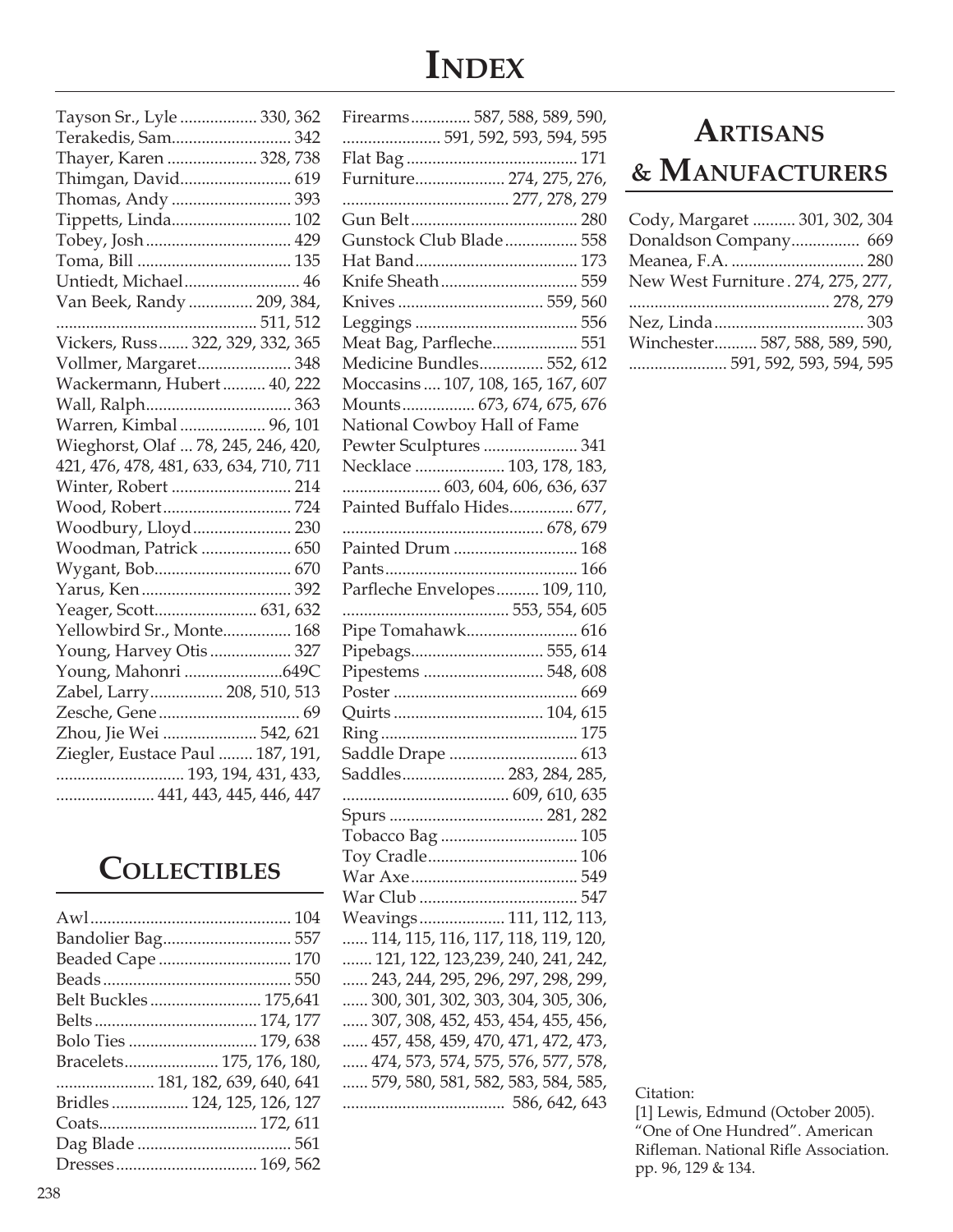# Index

Tayson Sr., Lyle .................. 330, 362
Terakedis, Sam............................ 342
Thayer, Karen ..................... 328, 738
Thimgan, David.......................... 619
Thomas, Andy ............................ 393
Tippetts, Linda............................ 102
Tobey, Josh .................................. 429
Toma, Bill .................................... 135
Untiedt, Michael........................... 46
Van Beek, Randy ............... 209, 384, 511, 512
Vickers, Russ....... 322, 329, 332, 365
Vollmer, Margaret...................... 348
Wackermann, Hubert .......... 40, 222
Wall, Ralph.................................. 363
Warren, Kimbal .................... 96, 101
Wieghorst, Olaf ... 78, 245, 246, 420, 421, 476, 478, 481, 633, 634, 710, 711
Winter, Robert ............................ 214
Wood, Robert.............................. 724
Woodbury, Lloyd....................... 230
Woodman, Patrick ..................... 650
Wygant, Bob................................ 670
Yarus, Ken................................... 392
Yeager, Scott........................ 631, 632
Yellowbird Sr., Monte................ 168
Young, Harvey Otis ................... 327
Young, Mahonri ......................649C
Zabel, Larry................. 208, 510, 513
Zesche, Gene ................................. 69
Zhou, Jie Wei ...................... 542, 621
Ziegler, Eustace Paul ........ 187, 191, 193, 194, 431, 433, 441, 443, 445, 446, 447

## Collectibles

Awl............................................... 104
Bandolier Bag.............................. 557
Beaded Cape ............................... 170
Beads ............................................ 550
Belt Buckles .......................... 175,641
Belts ...................................... 174, 177
Bolo Ties .............................. 179, 638
Bracelets...................... 175, 176, 180, 181, 182, 639, 640, 641
Bridles .................. 124, 125, 126, 127
Coats..................................... 172, 611
Dag Blade .................................... 561
Dresses ................................. 169, 562
Firearms.............. 587, 588, 589, 590, 591, 592, 593, 594, 595
Flat Bag ........................................ 171
Furniture..................... 274, 275, 276, 277, 278, 279
Gun Belt....................................... 280
Gunstock Club Blade................. 558
Hat Band...................................... 173
Knife Sheath................................ 559
Knives .................................. 559, 560
Leggings ...................................... 556
Meat Bag, Parfleche.................... 551
Medicine Bundles............... 552, 612
Moccasins .... 107, 108, 165, 167, 607
Mounts................. 673, 674, 675, 676
National Cowboy Hall of Fame Pewter Sculptures ...................... 341
Necklace ..................... 103, 178, 183, 603, 604, 606, 636, 637
Painted Buffalo Hides............... 677, 678, 679
Painted Drum ............................. 168
Pants............................................. 166
Parfleche Envelopes.......... 109, 110, 553, 554, 605
Pipe Tomahawk.......................... 616
Pipebags............................... 555, 614
Pipestems ............................ 548, 608
Poster ........................................... 669
Quirts .................................. 104, 615
Ring .............................................. 175
Saddle Drape .............................. 613
Saddles........................ 283, 284, 285, 609, 610, 635
Spurs .................................... 281, 282
Tobacco Bag ................................ 105
Toy Cradle................................... 106
War Axe ....................................... 549
War Club ..................................... 547
Weavings.................... 111, 112, 113, 114, 115, 116, 117, 118, 119, 120, 121, 122, 123,239, 240, 241, 242, 243, 244, 295, 296, 297, 298, 299, 300, 301, 302, 303, 304, 305, 306, 307, 308, 452, 453, 454, 455, 456, 457, 458, 459, 470, 471, 472, 473, 474, 573, 574, 575, 576, 577, 578, 579, 580, 581, 582, 583, 584, 585, 586, 642, 643

## Artisans & Manufacturers

Cody, Margaret .......... 301, 302, 304
Donaldson Company................ 669
Meanea, F.A. ............................... 280
New West Furniture . 274, 275, 277, 278, 279
Nez, Linda ................................... 303
Winchester.......... 587, 588, 589, 590, 591, 592, 593, 594, 595

Citation:
[1] Lewis, Edmund (October 2005). "One of One Hundred". American Rifleman. National Rifle Association. pp. 96, 129 & 134.